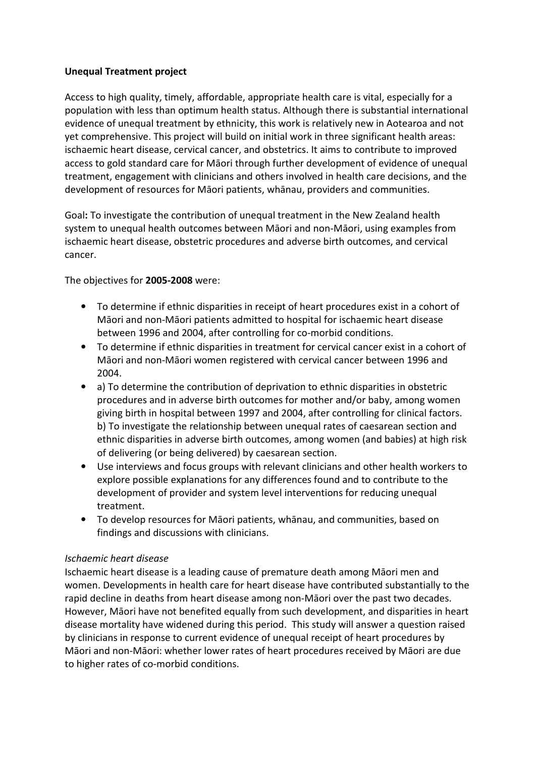**Unequal Treatment project**

Access to high quality, timely, affordable, appropriate health care is vital, especially for a population with less than optimum health status. Although there is substantial international evidence of unequal treatment by ethnicity, this work is relatively new in Aotearoa and not yet comprehensive. This project will build on initial work in three significant health areas: ischaemic heart disease, cervical cancer, and obstetrics. It aims to contribute to improved access to gold standard care for Māori through further development of evidence of unequal treatment, engagement with clinicians and others involved in health care decisions, and the development of resources for Māori patients, whānau, providers and communities.

Goal**:** To investigate the contribution of unequal treatment in the New Zealand health system to unequal health outcomes between Māori and non-Māori, using examples from ischaemic heart disease, obstetric procedures and adverse birth outcomes, and cervical cancer.

The objectives for **2005-2008** were:

- To determine if ethnic disparities in receipt of heart procedures exist in a cohort of Māori and non-Māori patients admitted to hospital for ischaemic heart disease between 1996 and 2004, after controlling for co-morbid conditions.
- To determine if ethnic disparities in treatment for cervical cancer exist in a cohort of Māori and non-Māori women registered with cervical cancer between 1996 and 2004.
- a) To determine the contribution of deprivation to ethnic disparities in obstetric procedures and in adverse birth outcomes for mother and/or baby, among women giving birth in hospital between 1997 and 2004, after controlling for clinical factors. b) To investigate the relationship between unequal rates of caesarean section and ethnic disparities in adverse birth outcomes, among women (and babies) at high risk of delivering (or being delivered) by caesarean section.
- Use interviews and focus groups with relevant clinicians and other health workers to explore possible explanations for any differences found and to contribute to the development of provider and system level interventions for reducing unequal treatment.
- To develop resources for Māori patients, whānau, and communities, based on findings and discussions with clinicians.

*Ischaemic heart disease*

Ischaemic heart disease is a leading cause of premature death among Māori men and women. Developments in health care for heart disease have contributed substantially to the rapid decline in deaths from heart disease among non-Māori over the past two decades. However, Māori have not benefited equally from such development, and disparities in heart disease mortality have widened during this period. This study will answer a question raised by clinicians in response to current evidence of unequal receipt of heart procedures by Māori and non-Māori: whether lower rates of heart procedures received by Māori are due to higher rates of co-morbid conditions.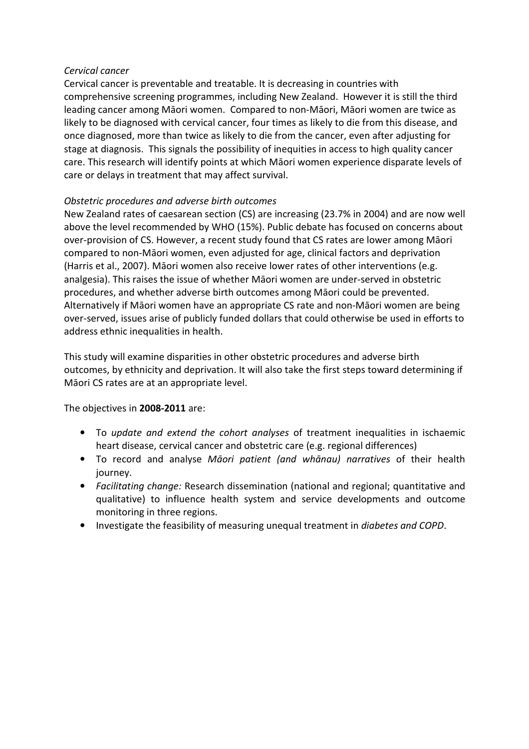*Cervical cancer*

Cervical cancer is preventable and treatable. It is decreasing in countries with comprehensive screening programmes, including New Zealand. However it is still the third leading cancer among Māori women. Compared to non-Māori, Māori women are twice as likely to be diagnosed with cervical cancer, four times as likely to die from this disease, and once diagnosed, more than twice as likely to die from the cancer, even after adjusting for stage at diagnosis. This signals the possibility of inequities in access to high quality cancer care. This research will identify points at which Māori women experience disparate levels of care or delays in treatment that may affect survival.

*Obstetric procedures and adverse birth outcomes*

New Zealand rates of caesarean section (CS) are increasing (23.7% in 2004) and are now well above the level recommended by WHO (15%). Public debate has focused on concerns about over-provision of CS. However, a recent study found that CS rates are lower among Māori compared to non-Māori women, even adjusted for age, clinical factors and deprivation (Harris et al., 2007). Māori women also receive lower rates of other interventions (e.g. analgesia). This raises the issue of whether Māori women are under-served in obstetric procedures, and whether adverse birth outcomes among Māori could be prevented. Alternatively if Māori women have an appropriate CS rate and non-Māori women are being over-served, issues arise of publicly funded dollars that could otherwise be used in efforts to address ethnic inequalities in health.

This study will examine disparities in other obstetric procedures and adverse birth outcomes, by ethnicity and deprivation. It will also take the first steps toward determining if Māori CS rates are at an appropriate level.

The objectives in **2008-2011** are:

- To *update and extend the cohort analyses* of treatment inequalities in ischaemic heart disease, cervical cancer and obstetric care (e.g. regional differences)
- To record and analyse *Māori patient (and whānau) narratives* of their health journey.
- *Facilitating change:* Research dissemination (national and regional; quantitative and qualitative) to influence health system and service developments and outcome monitoring in three regions.
- Investigate the feasibility of measuring unequal treatment in *diabetes and COPD*.